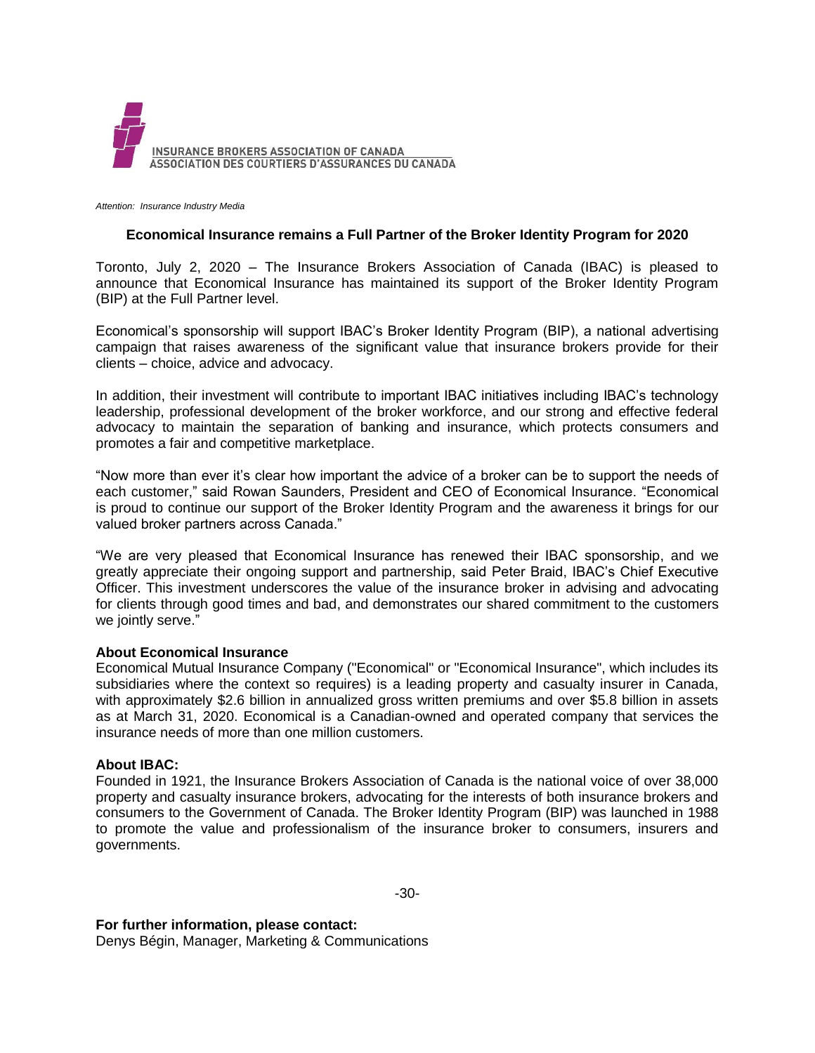INSURANCE BROKERS ASSOCIATION OF CANADA
ASSOCIATION DES COURTIERS D'ASSURANCES DU CANADA

*Attention: Insurance Industry Media*

**Economical Insurance remains a Full Partner of the Broker Identity Program for 2020**

Toronto, July 2, 2020 – The Insurance Brokers Association of Canada (IBAC) is pleased to announce that Economical Insurance has maintained its support of the Broker Identity Program (BIP) at the Full Partner level.

Economical's sponsorship will support IBAC's Broker Identity Program (BIP), a national advertising campaign that raises awareness of the significant value that insurance brokers provide for their clients – choice, advice and advocacy.

In addition, their investment will contribute to important IBAC initiatives including IBAC's technology leadership, professional development of the broker workforce, and our strong and effective federal advocacy to maintain the separation of banking and insurance, which protects consumers and promotes a fair and competitive marketplace.

"Now more than ever it's clear how important the advice of a broker can be to support the needs of each customer," said Rowan Saunders, President and CEO of Economical Insurance. "Economical is proud to continue our support of the Broker Identity Program and the awareness it brings for our valued broker partners across Canada."

"We are very pleased that Economical Insurance has renewed their IBAC sponsorship, and we greatly appreciate their ongoing support and partnership, said Peter Braid, IBAC's Chief Executive Officer. This investment underscores the value of the insurance broker in advising and advocating for clients through good times and bad, and demonstrates our shared commitment to the customers we jointly serve."

**About Economical Insurance**
Economical Mutual Insurance Company ("Economical" or "Economical Insurance", which includes its subsidiaries where the context so requires) is a leading property and casualty insurer in Canada, with approximately $2.6 billion in annualized gross written premiums and over $5.8 billion in assets as at March 31, 2020. Economical is a Canadian-owned and operated company that services the insurance needs of more than one million customers.

**About IBAC:**
Founded in 1921, the Insurance Brokers Association of Canada is the national voice of over 38,000 property and casualty insurance brokers, advocating for the interests of both insurance brokers and consumers to the Government of Canada. The Broker Identity Program (BIP) was launched in 1988 to promote the value and professionalism of the insurance broker to consumers, insurers and governments.

-30-

**For further information, please contact:**
Denys Bégin, Manager, Marketing & Communications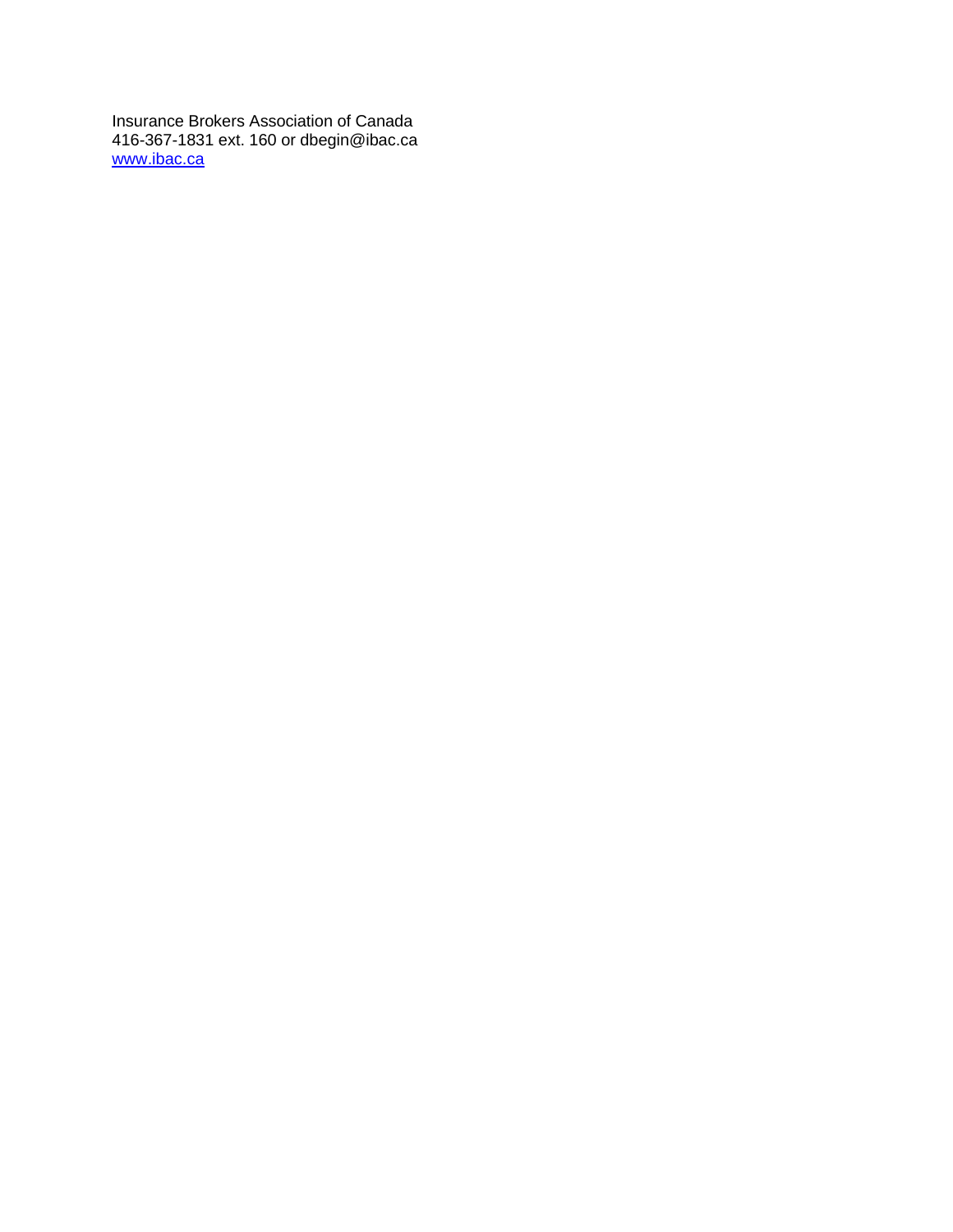Insurance Brokers Association of Canada
416-367-1831 ext. 160 or dbegin@ibac.ca
www.ibac.ca